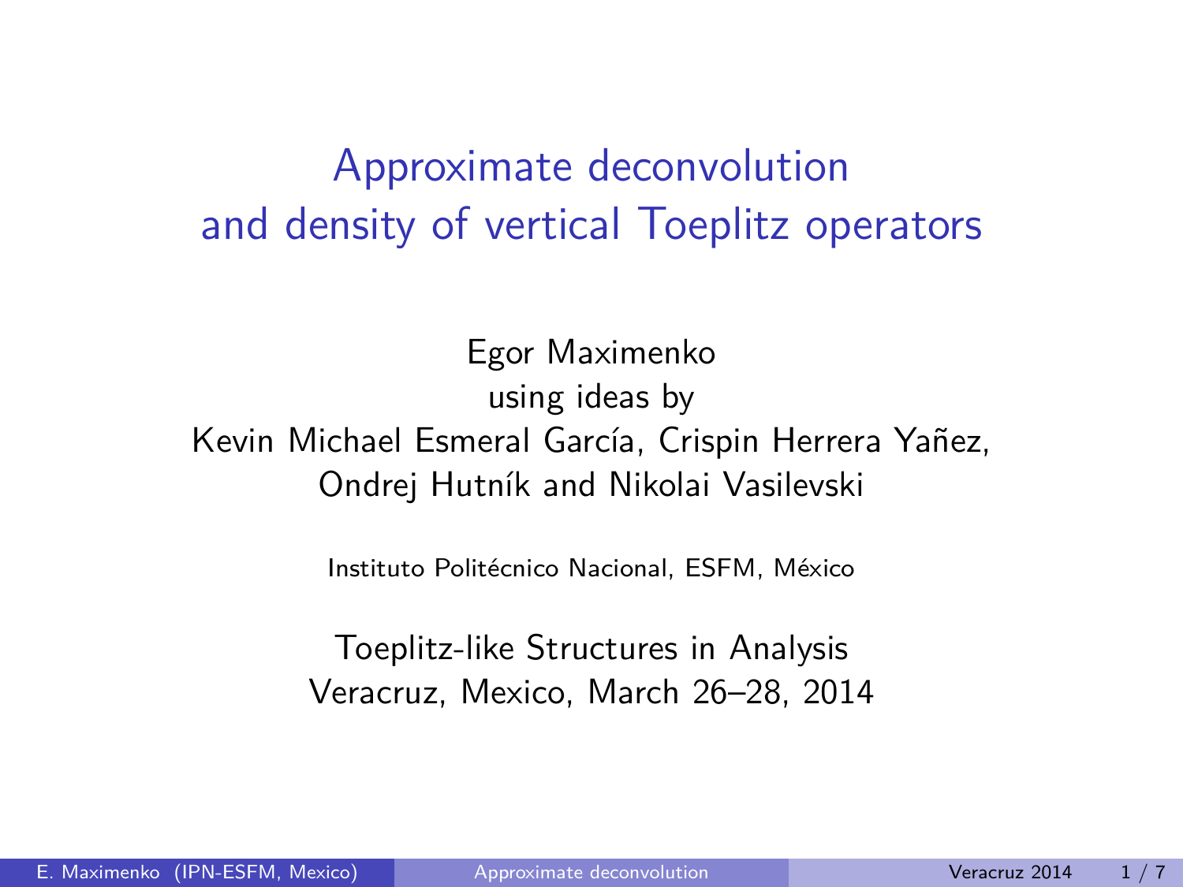# Approximate deconvolution and density of vertical Toeplitz operators

Egor Maximenko
using ideas by
Kevin Michael Esmeral García, Crispin Herrera Yañez,
Ondrej Hutník and Nikolai Vasilevski

Instituto Politécnico Nacional, ESFM, México

Toeplitz-like Structures in Analysis
Veracruz, Mexico, March 26–28, 2014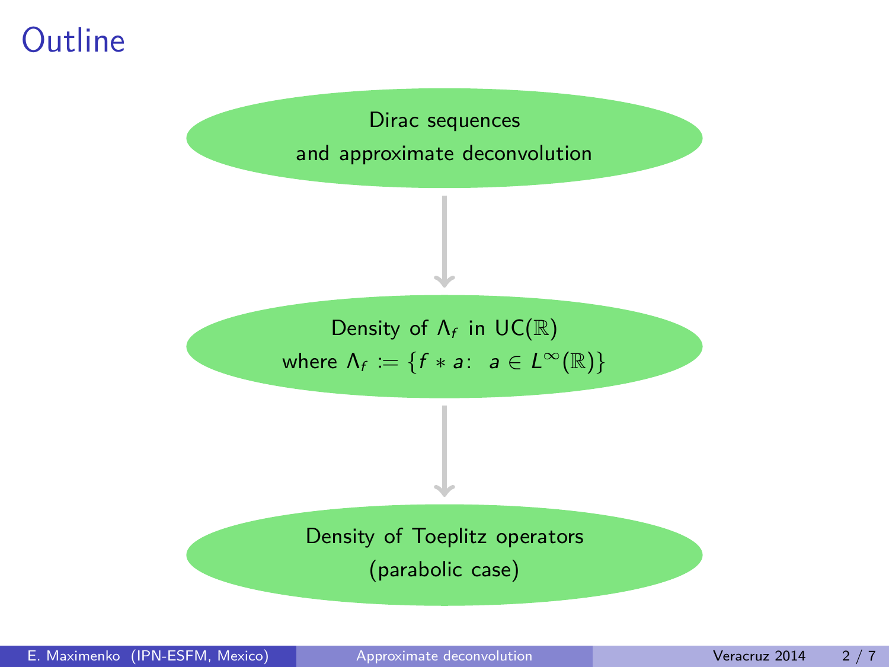# Outline

Dirac sequences
and approximate deconvolution

↓

Density of $\Lambda_f$ in $\mathrm{UC}(\mathbb{R})$
where $\Lambda_f := \{f * a\colon\ a \in L^\infty(\mathbb{R})\}$

↓

Density of Toeplitz operators
(parabolic case)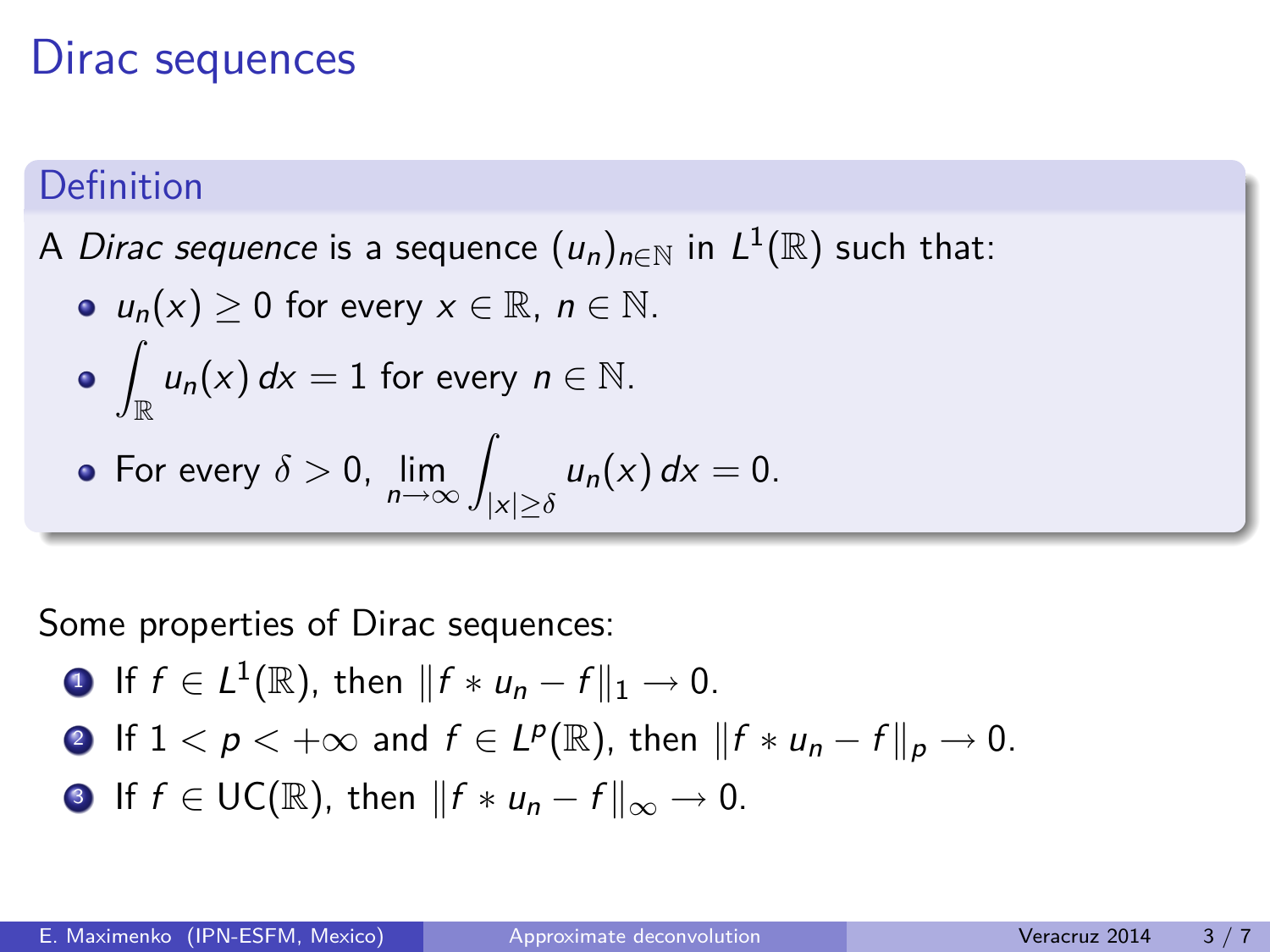# Dirac sequences

**Definition**

A *Dirac sequence* is a sequence $(u_n)_{n\in\mathbb{N}}$ in $L^1(\mathbb{R})$ such that:

- $u_n(x) \geq 0$ for every $x \in \mathbb{R}$, $n \in \mathbb{N}$.
- $\displaystyle\int_{\mathbb{R}} u_n(x)\,dx = 1$ for every $n \in \mathbb{N}$.
- For every $\delta > 0$, $\displaystyle\lim_{n\to\infty} \int_{|x|\geq\delta} u_n(x)\,dx = 0$.

Some properties of Dirac sequences:

1. If $f \in L^1(\mathbb{R})$, then $\|f * u_n - f\|_1 \to 0$.
2. If $1 < p < +\infty$ and $f \in L^p(\mathbb{R})$, then $\|f * u_n - f\|_p \to 0$.
3. If $f \in \mathrm{UC}(\mathbb{R})$, then $\|f * u_n - f\|_\infty \to 0$.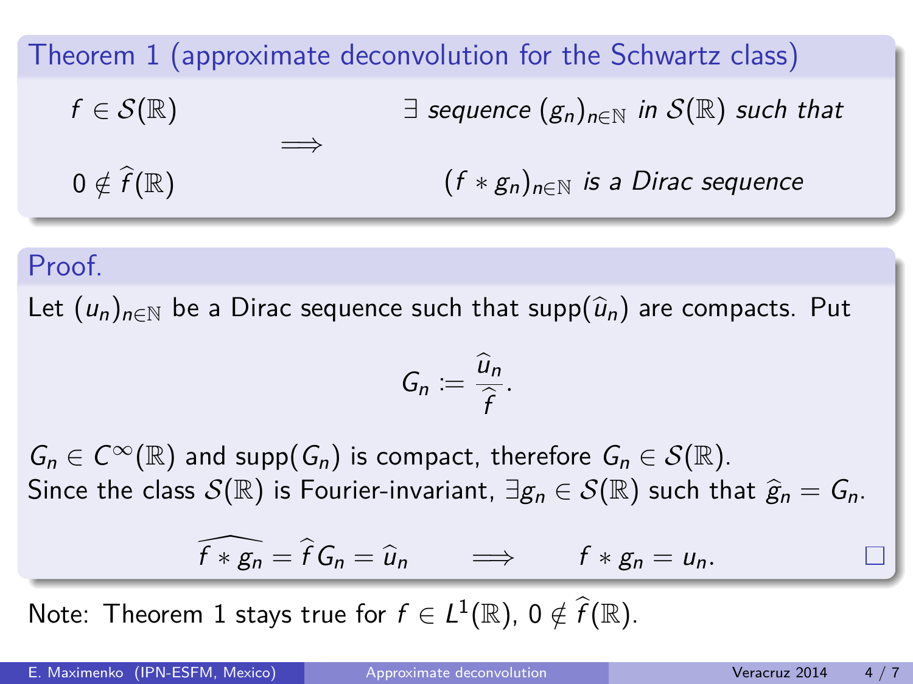### Theorem 1 (approximate deconvolution for the Schwartz class)

$$f \in \mathcal{S}(\mathbb{R}),\quad 0 \notin \widehat{f}(\mathbb{R}) \quad \Longrightarrow \quad \exists \text{ sequence } (g_n)_{n\in\mathbb{N}} \text{ in } \mathcal{S}(\mathbb{R}) \text{ such that } (f * g_n)_{n\in\mathbb{N}} \text{ is a Dirac sequence}$$

### Proof.

Let $(u_n)_{n\in\mathbb{N}}$ be a Dirac sequence such that $\operatorname{supp}(\widehat{u}_n)$ are compacts. Put

$$G_n := \frac{\widehat{u}_n}{\widehat{f}}.$$

$G_n \in C^\infty(\mathbb{R})$ and $\operatorname{supp}(G_n)$ is compact, therefore $G_n \in \mathcal{S}(\mathbb{R})$.
Since the class $\mathcal{S}(\mathbb{R})$ is Fourier-invariant, $\exists g_n \in \mathcal{S}(\mathbb{R})$ such that $\widehat{g}_n = G_n$.

$$\widehat{f * g_n} = \widehat{f}\, G_n = \widehat{u}_n \qquad \Longrightarrow \qquad f * g_n = u_n.$$

□

Note: Theorem 1 stays true for $f \in L^1(\mathbb{R})$, $0 \notin \widehat{f}(\mathbb{R})$.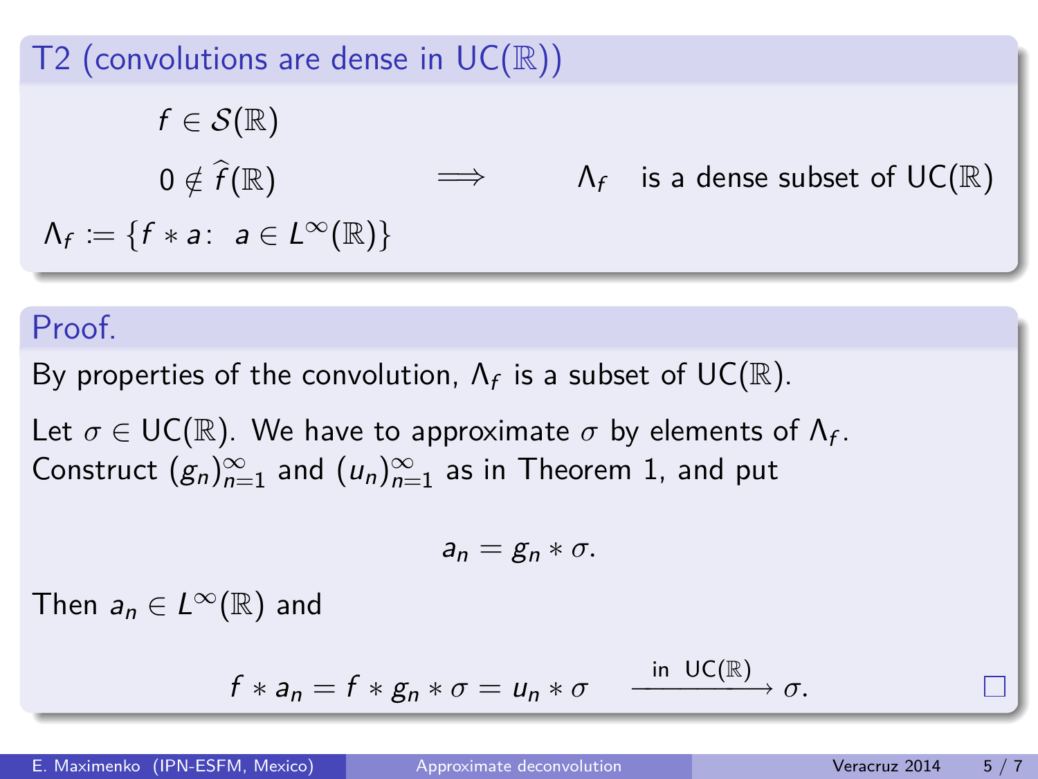### T2 (convolutions are dense in $\mathrm{UC}(\mathbb{R})$)

$$
\begin{array}{l} f \in \mathcal{S}(\mathbb{R}) \\ 0 \notin \widehat{f}(\mathbb{R}) \end{array} \quad \Longrightarrow \quad \Lambda_f \quad \text{is a dense subset of } \mathrm{UC}(\mathbb{R})
$$

$\Lambda_f := \{f * a\colon\ a \in L^\infty(\mathbb{R})\}$

### Proof.

By properties of the convolution, $\Lambda_f$ is a subset of $\mathrm{UC}(\mathbb{R})$.

Let $\sigma \in \mathrm{UC}(\mathbb{R})$. We have to approximate $\sigma$ by elements of $\Lambda_f$. Construct $(g_n)_{n=1}^\infty$ and $(u_n)_{n=1}^\infty$ as in Theorem 1, and put

$$
a_n = g_n * \sigma.
$$

Then $a_n \in L^\infty(\mathbb{R})$ and

$$
f * a_n = f * g_n * \sigma = u_n * \sigma \quad \xrightarrow{\text{in } \mathrm{UC}(\mathbb{R})} \sigma. \qquad \square
$$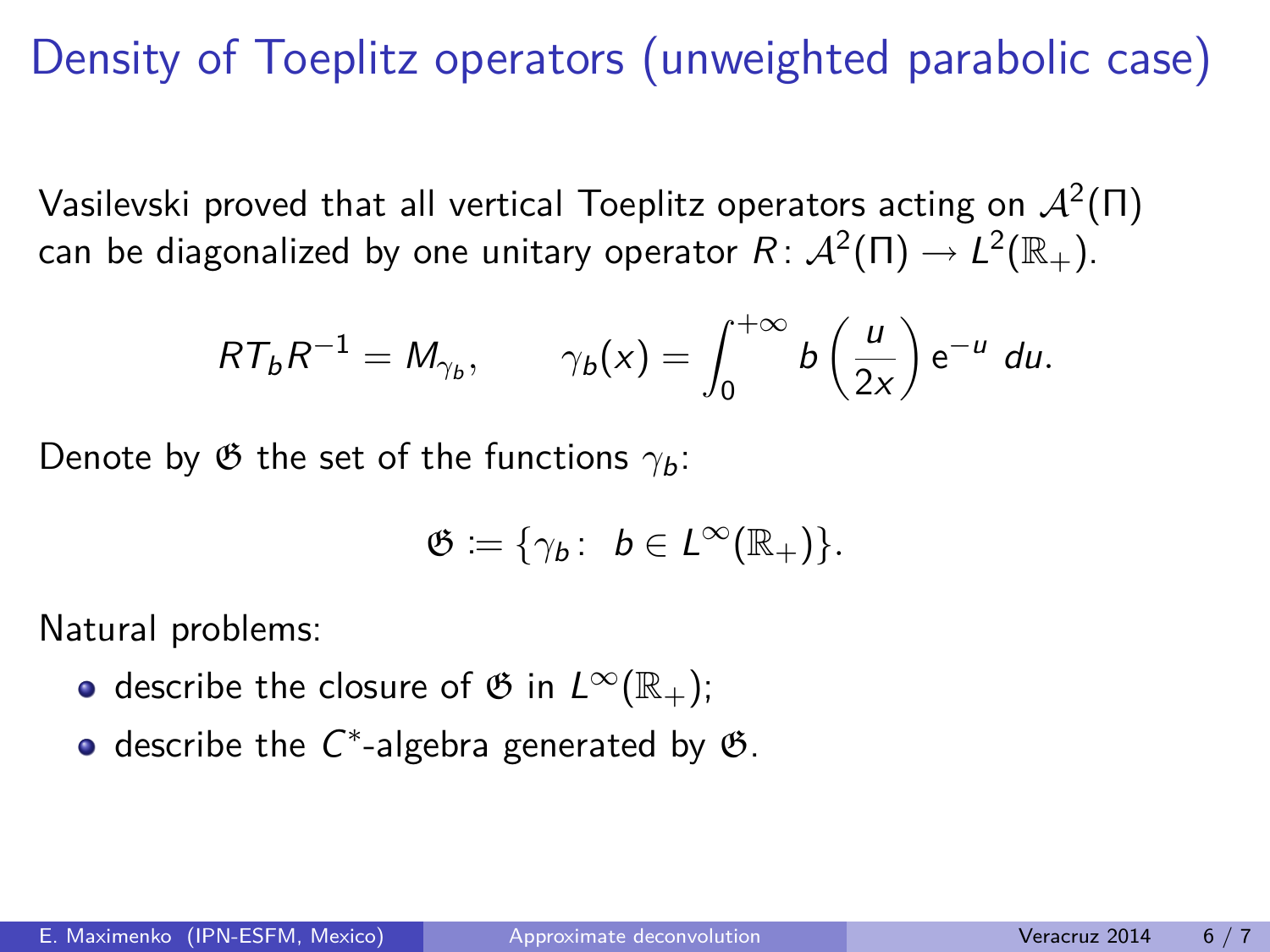# Density of Toeplitz operators (unweighted parabolic case)

Vasilevski proved that all vertical Toeplitz operators acting on $\mathcal{A}^2(\Pi)$ can be diagonalized by one unitary operator $R\colon \mathcal{A}^2(\Pi) \to L^2(\mathbb{R}_+)$.

$$RT_bR^{-1} = M_{\gamma_b}, \qquad \gamma_b(x) = \int_0^{+\infty} b\left(\frac{u}{2x}\right) \mathrm{e}^{-u}\, du.$$

Denote by $\mathfrak{G}$ the set of the functions $\gamma_b$:

$$\mathfrak{G} := \{\gamma_b\colon\ b \in L^\infty(\mathbb{R}_+)\}.$$

Natural problems:

- describe the closure of $\mathfrak{G}$ in $L^\infty(\mathbb{R}_+)$;
- describe the $C^*$-algebra generated by $\mathfrak{G}$.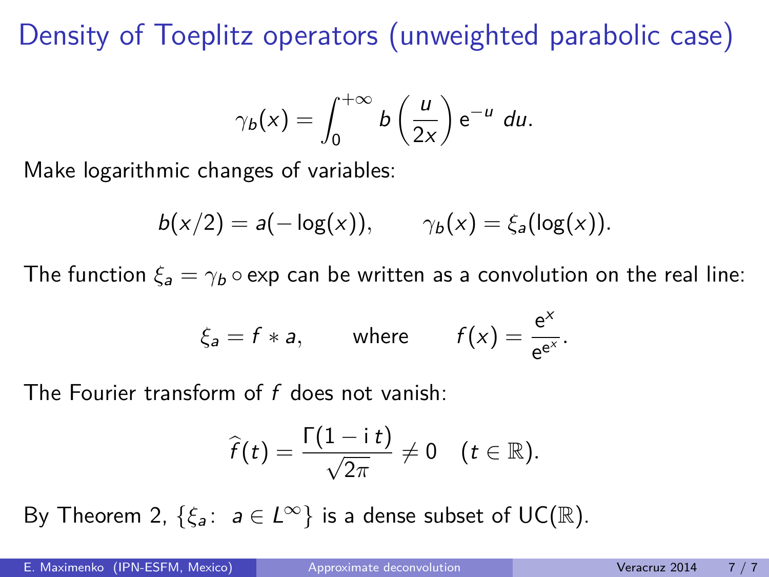# Density of Toeplitz operators (unweighted parabolic case)

$$\gamma_b(x) = \int_0^{+\infty} b\left(\frac{u}{2x}\right) \mathrm{e}^{-u}\, du.$$

Make logarithmic changes of variables:

$$b(x/2) = a(-\log(x)), \qquad \gamma_b(x) = \xi_a(\log(x)).$$

The function $\xi_a = \gamma_b \circ \exp$ can be written as a convolution on the real line:

$$\xi_a = f * a, \qquad \text{where} \qquad f(x) = \frac{\mathrm{e}^x}{\mathrm{e}^{\mathrm{e}^x}}.$$

The Fourier transform of $f$ does not vanish:

$$\widehat{f}(t) = \frac{\Gamma(1 - \mathrm{i}\, t)}{\sqrt{2\pi}} \neq 0 \quad (t \in \mathbb{R}).$$

By Theorem 2, $\{\xi_a\colon\ a \in L^\infty\}$ is a dense subset of $\mathrm{UC}(\mathbb{R})$.